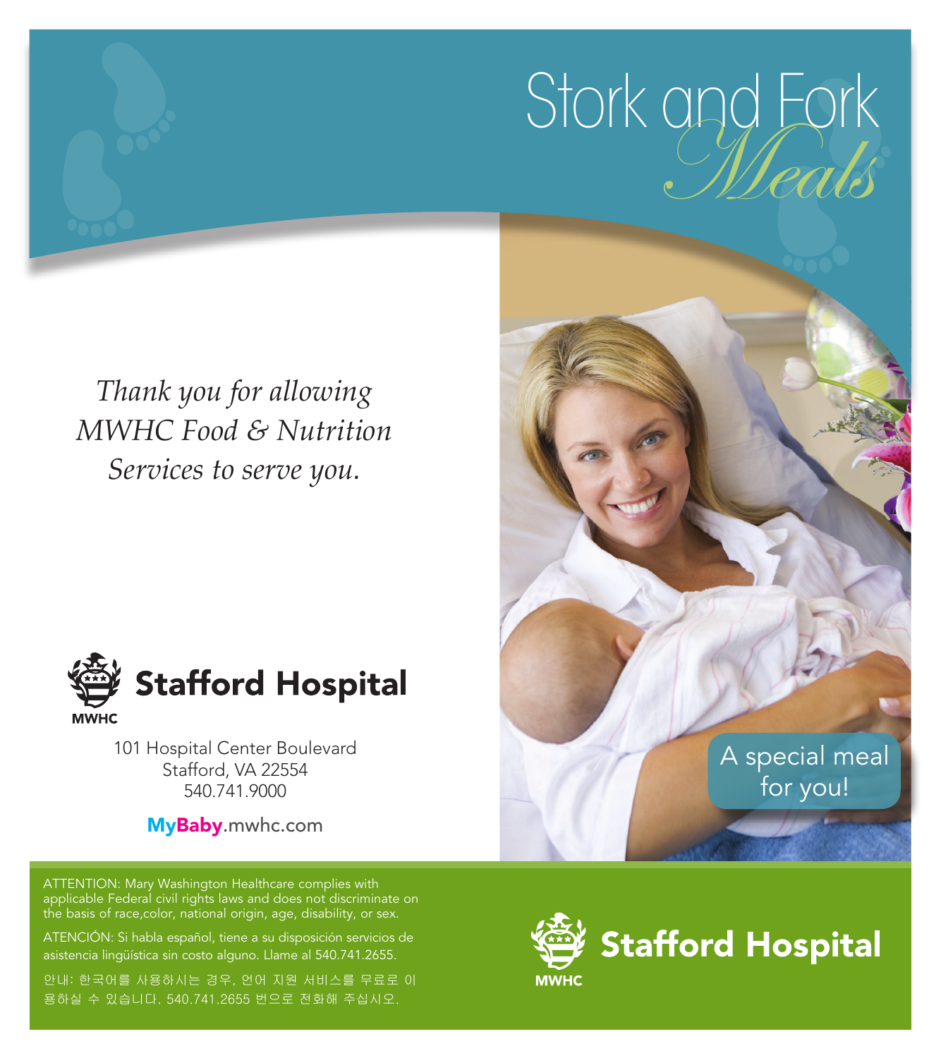# Stork and Fork *Meals*

*Thank you for allowing MWHC Food & Nutrition Services to serve you.*

**Stafford Hospital**

MWHC

101 Hospital Center Boulevard
Stafford, VA 22554
540.741.9000

**MyBaby**.mwhc.com

A special meal for you!

ATTENTION: Mary Washington Healthcare complies with applicable Federal civil rights laws and does not discriminate on the basis of race,color, national origin, age, disability, or sex.

ATENCIÓN: Si habla español, tiene a su disposición servicios de asistencia lingüística sin costo alguno. Llame al 540.741.2655.

안내: 한국어를 사용하시는 경우, 언어 지원 서비스를 무료로 이용하실 수 있습니다. 540.741.2655 번으로 전화해 주십시오.

**Stafford Hospital**

MWHC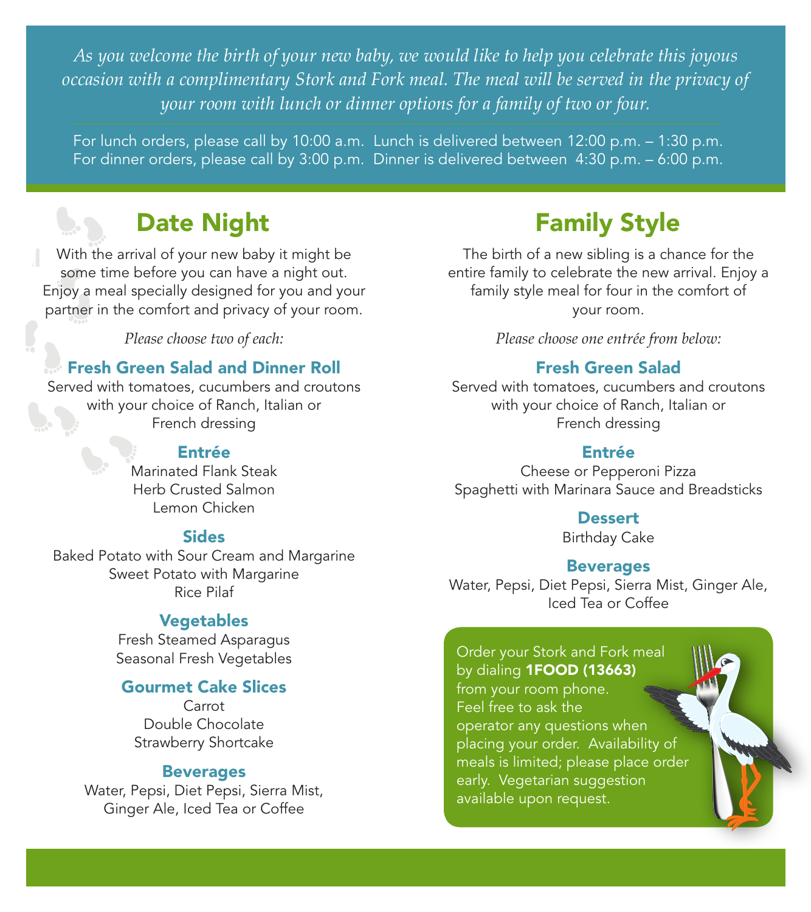*As you welcome the birth of your new baby, we would like to help you celebrate this joyous occasion with a complimentary Stork and Fork meal. The meal will be served in the privacy of your room with lunch or dinner options for a family of two or four.*

For lunch orders, please call by 10:00 a.m. Lunch is delivered between 12:00 p.m. – 1:30 p.m.
For dinner orders, please call by 3:00 p.m. Dinner is delivered between 4:30 p.m. – 6:00 p.m.

## Date Night

With the arrival of your new baby it might be some time before you can have a night out. Enjoy a meal specially designed for you and your partner in the comfort and privacy of your room.

*Please choose two of each:*

### Fresh Green Salad and Dinner Roll

Served with tomatoes, cucumbers and croutons with your choice of Ranch, Italian or French dressing

### Entrée

Marinated Flank Steak
Herb Crusted Salmon
Lemon Chicken

### Sides

Baked Potato with Sour Cream and Margarine
Sweet Potato with Margarine
Rice Pilaf

### Vegetables

Fresh Steamed Asparagus
Seasonal Fresh Vegetables

### Gourmet Cake Slices

Carrot
Double Chocolate
Strawberry Shortcake

### Beverages

Water, Pepsi, Diet Pepsi, Sierra Mist, Ginger Ale, Iced Tea or Coffee

## Family Style

The birth of a new sibling is a chance for the entire family to celebrate the new arrival. Enjoy a family style meal for four in the comfort of your room.

*Please choose one entrée from below:*

### Fresh Green Salad

Served with tomatoes, cucumbers and croutons with your choice of Ranch, Italian or French dressing

### Entrée

Cheese or Pepperoni Pizza
Spaghetti with Marinara Sauce and Breadsticks

### Dessert

Birthday Cake

### Beverages

Water, Pepsi, Diet Pepsi, Sierra Mist, Ginger Ale, Iced Tea or Coffee

Order your Stork and Fork meal by dialing **1FOOD (13663)** from your room phone. Feel free to ask the operator any questions when placing your order. Availability of meals is limited; please place order early. Vegetarian suggestion available upon request.